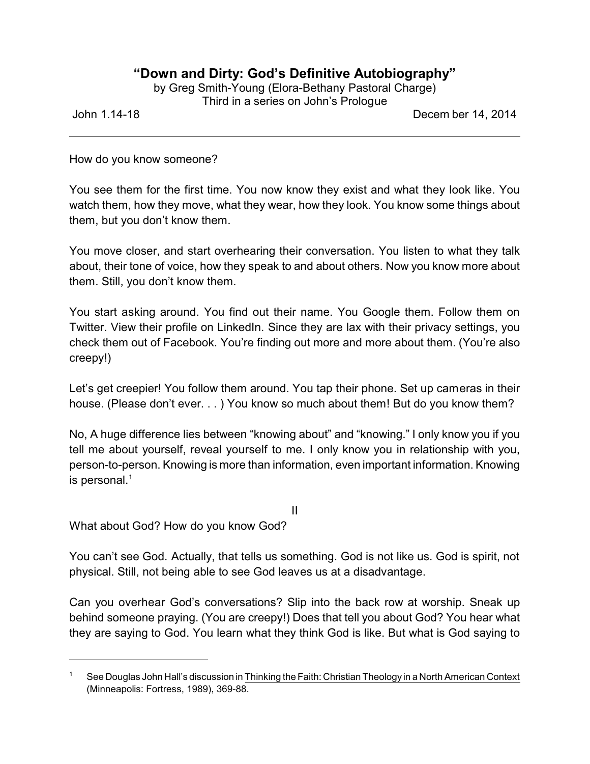# "Down and Dirty: God's Definitive Autobiography"

by Greg Smith-Young (Elora-Bethany Pastoral Charge)
Third in a series on John's Prologue

John 1.14-18 December 14, 2014

---

How do you know someone?

You see them for the first time. You now know they exist and what they look like. You watch them, how they move, what they wear, how they look. You know some things about them, but you don't know them.

You move closer, and start overhearing their conversation. You listen to what they talk about, their tone of voice, how they speak to and about others. Now you know more about them. Still, you don't know them.

You start asking around. You find out their name. You Google them. Follow them on Twitter. View their profile on LinkedIn. Since they are lax with their privacy settings, you check them out of Facebook. You're finding out more and more about them. (You're also creepy!)

Let's get creepier! You follow them around. You tap their phone. Set up cameras in their house. (Please don't ever. . . ) You know so much about them! But do you know them?

No, A huge difference lies between "knowing about" and "knowing." I only know you if you tell me about yourself, reveal yourself to me. I only know you in relationship with you, person-to-person. Knowing is more than information, even important information. Knowing is personal.[1]

II

What about God? How do you know God?

You can't see God. Actually, that tells us something. God is not like us. God is spirit, not physical. Still, not being able to see God leaves us at a disadvantage.

Can you overhear God's conversations? Slip into the back row at worship. Sneak up behind someone praying. (You are creepy!) Does that tell you about God? You hear what they are saying to God. You learn what they think God is like. But what is God saying to

---

[1] See Douglas John Hall's discussion in Thinking the Faith: Christian Theology in a North American Context (Minneapolis: Fortress, 1989), 369-88.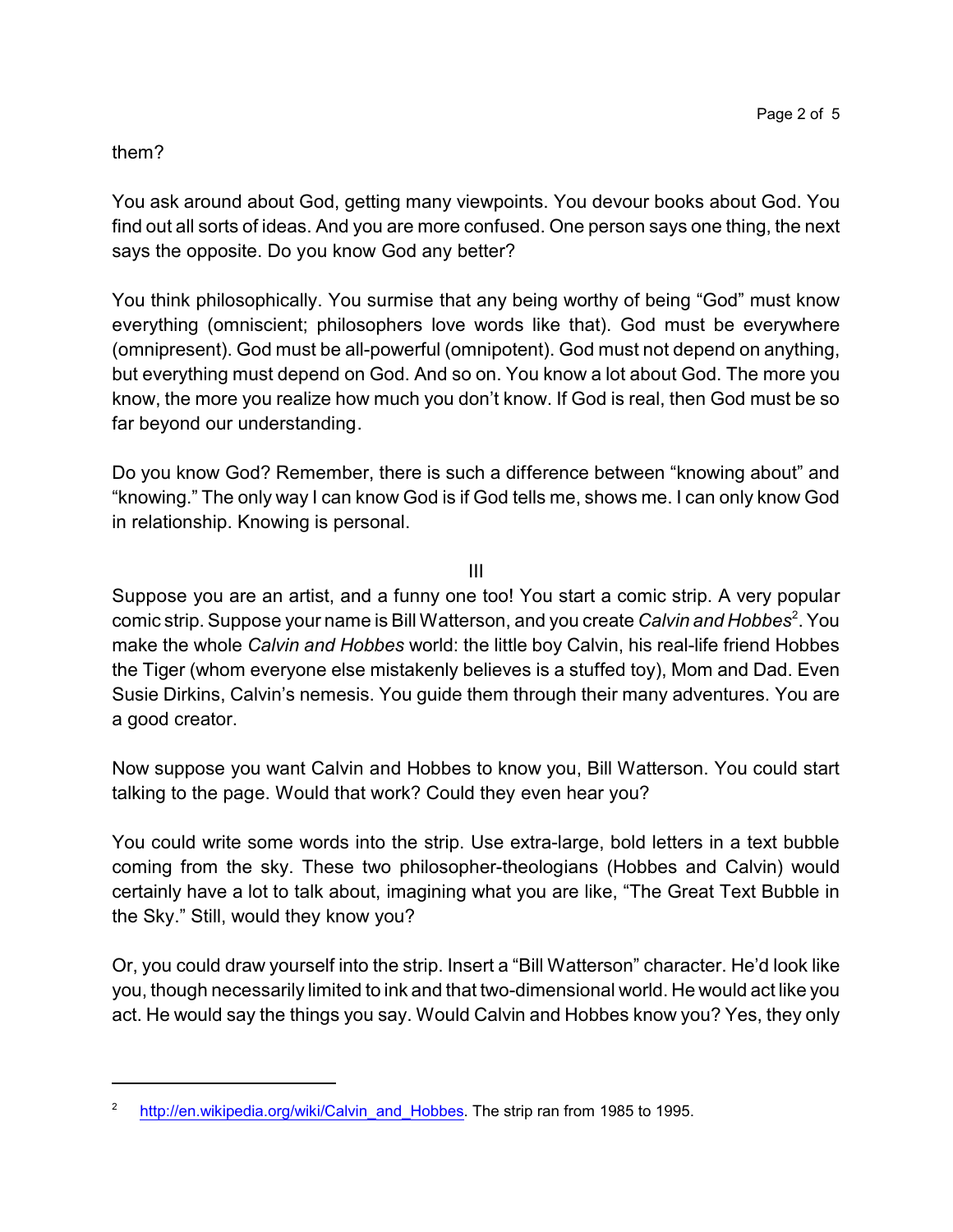them?

You ask around about God, getting many viewpoints. You devour books about God. You find out all sorts of ideas. And you are more confused. One person says one thing, the next says the opposite. Do you know God any better?

You think philosophically. You surmise that any being worthy of being "God" must know everything (omniscient; philosophers love words like that). God must be everywhere (omnipresent). God must be all-powerful (omnipotent). God must not depend on anything, but everything must depend on God. And so on. You know a lot about God. The more you know, the more you realize how much you don't know. If God is real, then God must be so far beyond our understanding.

Do you know God? Remember, there is such a difference between "knowing about" and "knowing." The only way I can know God is if God tells me, shows me. I can only know God in relationship. Knowing is personal.

## III

Suppose you are an artist, and a funny one too! You start a comic strip. A very popular comic strip. Suppose your name is Bill Watterson, and you create *Calvin and Hobbes*[2]. You make the whole *Calvin and Hobbes* world: the little boy Calvin, his real-life friend Hobbes the Tiger (whom everyone else mistakenly believes is a stuffed toy), Mom and Dad. Even Susie Dirkins, Calvin's nemesis. You guide them through their many adventures. You are a good creator.

Now suppose you want Calvin and Hobbes to know you, Bill Watterson. You could start talking to the page. Would that work? Could they even hear you?

You could write some words into the strip. Use extra-large, bold letters in a text bubble coming from the sky. These two philosopher-theologians (Hobbes and Calvin) would certainly have a lot to talk about, imagining what you are like, "The Great Text Bubble in the Sky." Still, would they know you?

Or, you could draw yourself into the strip. Insert a "Bill Watterson" character. He'd look like you, though necessarily limited to ink and that two-dimensional world. He would act like you act. He would say the things you say. Would Calvin and Hobbes know you? Yes, they only

---

[2] http://en.wikipedia.org/wiki/Calvin_and_Hobbes. The strip ran from 1985 to 1995.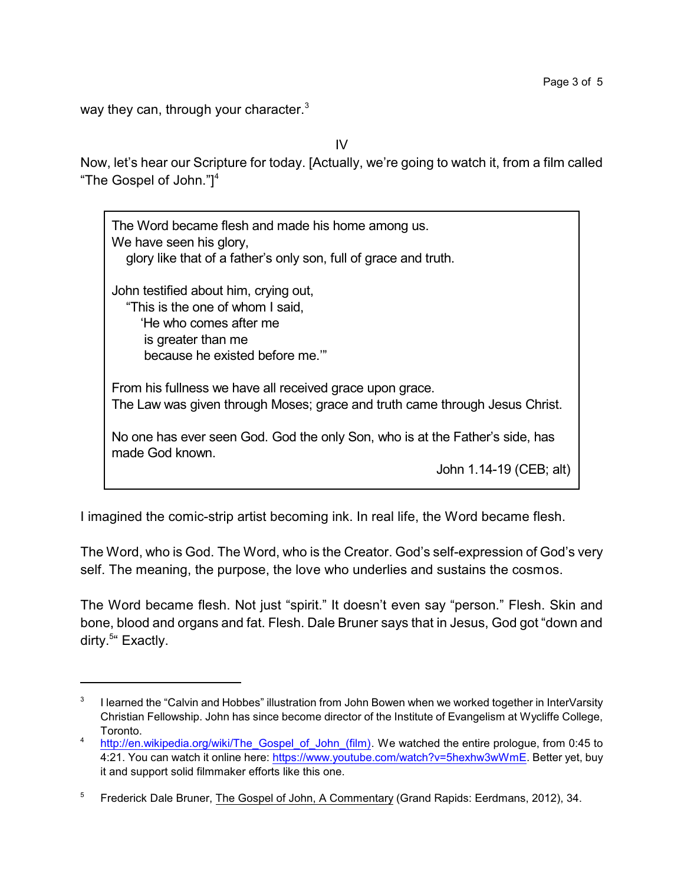way they can, through your character.[3]

IV

Now, let's hear our Scripture for today. [Actually, we're going to watch it, from a film called "The Gospel of John."][4]

> The Word became flesh and made his home among us.
> We have seen his glory,
> glory like that of a father's only son, full of grace and truth.
>
> John testified about him, crying out,
> "This is the one of whom I said,
> 'He who comes after me
> is greater than me
> because he existed before me.'"
>
> From his fullness we have all received grace upon grace.
> The Law was given through Moses; grace and truth came through Jesus Christ.
>
> No one has ever seen God. God the only Son, who is at the Father's side, has made God known.
>
> John 1.14-19 (CEB; alt)

I imagined the comic-strip artist becoming ink. In real life, the Word became flesh.

The Word, who is God. The Word, who is the Creator. God's self-expression of God's very self. The meaning, the purpose, the love who underlies and sustains the cosmos.

The Word became flesh. Not just "spirit." It doesn't even say "person." Flesh. Skin and bone, blood and organs and fat. Flesh. Dale Bruner says that in Jesus, God got "down and dirty.[5]" Exactly.

---

[3] I learned the "Calvin and Hobbes" illustration from John Bowen when we worked together in InterVarsity Christian Fellowship. John has since become director of the Institute of Evangelism at Wycliffe College, Toronto.

[4] http://en.wikipedia.org/wiki/The_Gospel_of_John_(film). We watched the entire prologue, from 0:45 to 4:21. You can watch it online here: https://www.youtube.com/watch?v=5hexhw3wWmE. Better yet, buy it and support solid filmmaker efforts like this one.

[5] Frederick Dale Bruner, The Gospel of John, A Commentary (Grand Rapids: Eerdmans, 2012), 34.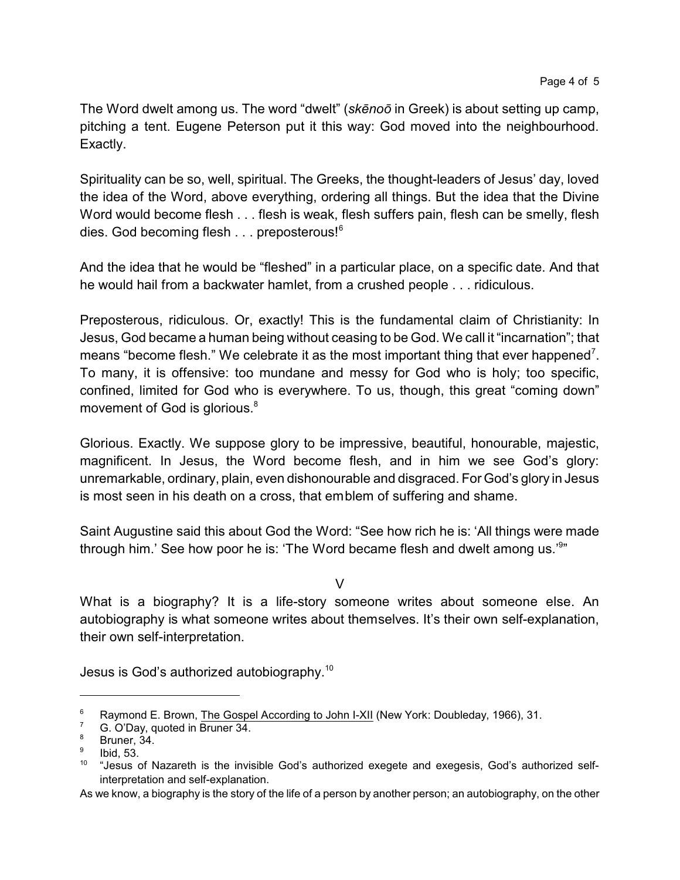The Word dwelt among us. The word "dwelt" (*skēnoō* in Greek) is about setting up camp, pitching a tent. Eugene Peterson put it this way: God moved into the neighbourhood. Exactly.

Spirituality can be so, well, spiritual. The Greeks, the thought-leaders of Jesus' day, loved the idea of the Word, above everything, ordering all things. But the idea that the Divine Word would become flesh . . . flesh is weak, flesh suffers pain, flesh can be smelly, flesh dies. God becoming flesh . . . preposterous![6]

And the idea that he would be "fleshed" in a particular place, on a specific date. And that he would hail from a backwater hamlet, from a crushed people . . . ridiculous.

Preposterous, ridiculous. Or, exactly! This is the fundamental claim of Christianity: In Jesus, God became a human being without ceasing to be God. We call it "incarnation"; that means "become flesh." We celebrate it as the most important thing that ever happened[7]. To many, it is offensive: too mundane and messy for God who is holy; too specific, confined, limited for God who is everywhere. To us, though, this great "coming down" movement of God is glorious.[8]

Glorious. Exactly. We suppose glory to be impressive, beautiful, honourable, majestic, magnificent. In Jesus, the Word become flesh, and in him we see God's glory: unremarkable, ordinary, plain, even dishonourable and disgraced. For God's glory in Jesus is most seen in his death on a cross, that emblem of suffering and shame.

Saint Augustine said this about God the Word: "See how rich he is: 'All things were made through him.' See how poor he is: 'The Word became flesh and dwelt among us.'[9]"

V

What is a biography? It is a life-story someone writes about someone else. An autobiography is what someone writes about themselves. It's their own self-explanation, their own self-interpretation.

Jesus is God's authorized autobiography.[10]

---

[6] Raymond E. Brown, <u>The Gospel According to John I-XII</u> (New York: Doubleday, 1966), 31.

[7] G. O'Day, quoted in Bruner 34.

[8] Bruner, 34.

[9] Ibid, 53.

[10] "Jesus of Nazareth is the invisible God's authorized exegete and exegesis, God's authorized self-interpretation and self-explanation.

As we know, a biography is the story of the life of a person by another person; an autobiography, on the other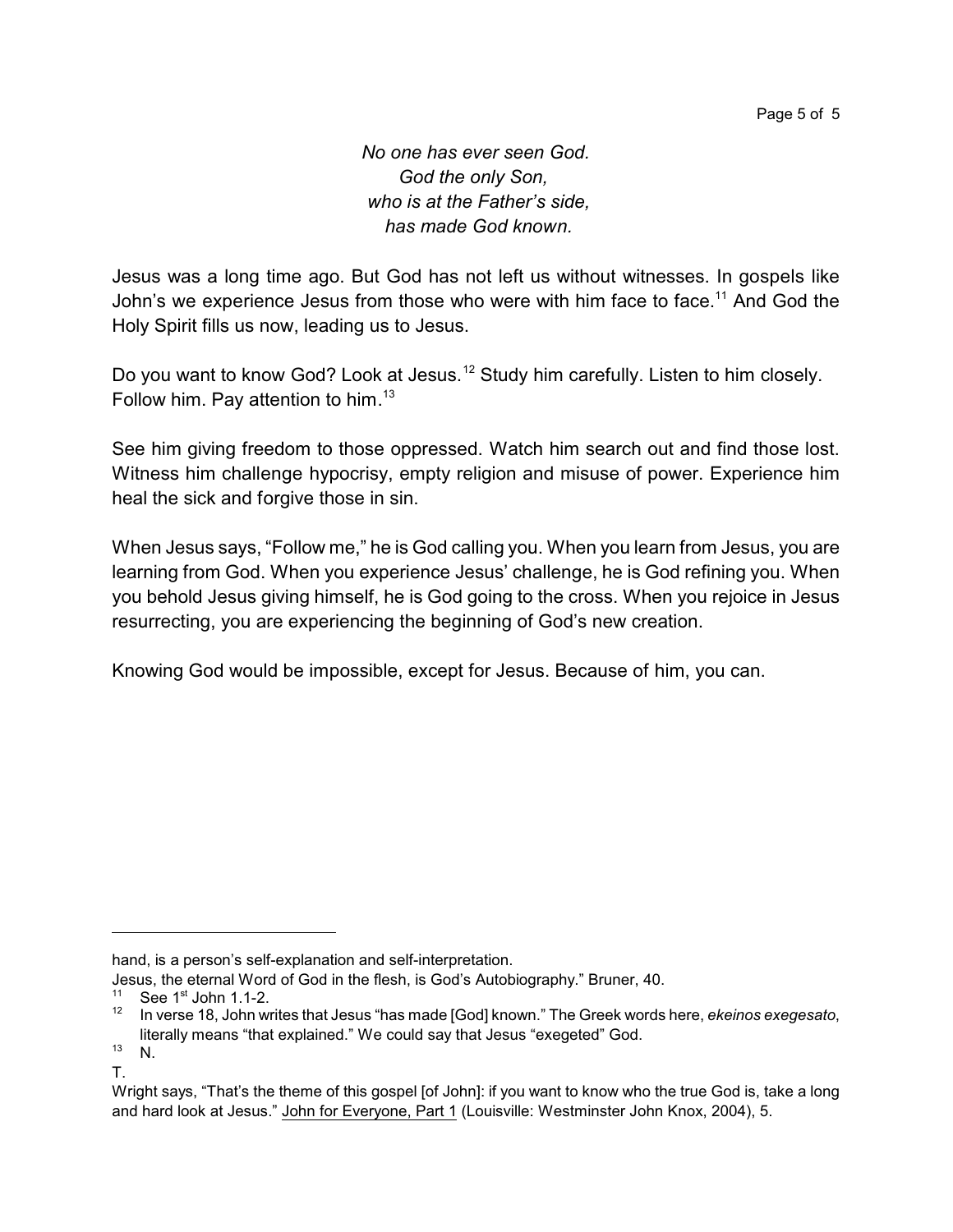*No one has ever seen God.*
*God the only Son,*
*who is at the Father's side,*
*has made God known.*

Jesus was a long time ago. But God has not left us without witnesses. In gospels like John's we experience Jesus from those who were with him face to face.[11] And God the Holy Spirit fills us now, leading us to Jesus.

Do you want to know God? Look at Jesus.[12] Study him carefully. Listen to him closely. Follow him. Pay attention to him.[13]

See him giving freedom to those oppressed. Watch him search out and find those lost. Witness him challenge hypocrisy, empty religion and misuse of power. Experience him heal the sick and forgive those in sin.

When Jesus says, "Follow me," he is God calling you. When you learn from Jesus, you are learning from God. When you experience Jesus' challenge, he is God refining you. When you behold Jesus giving himself, he is God going to the cross. When you rejoice in Jesus resurrecting, you are experiencing the beginning of God's new creation.

Knowing God would be impossible, except for Jesus. Because of him, you can.

---

hand, is a person's self-explanation and self-interpretation.

Jesus, the eternal Word of God in the flesh, is God's Autobiography." Bruner, 40.

[11] See 1st John 1.1-2.

[12] In verse 18, John writes that Jesus "has made [God] known." The Greek words here, *ekeinos exegesato*, literally means "that explained." We could say that Jesus "exegeted" God.

[13] N. T. Wright says, "That's the theme of this gospel [of John]: if you want to know who the true God is, take a long and hard look at Jesus." John for Everyone, Part 1 (Louisville: Westminster John Knox, 2004), 5.